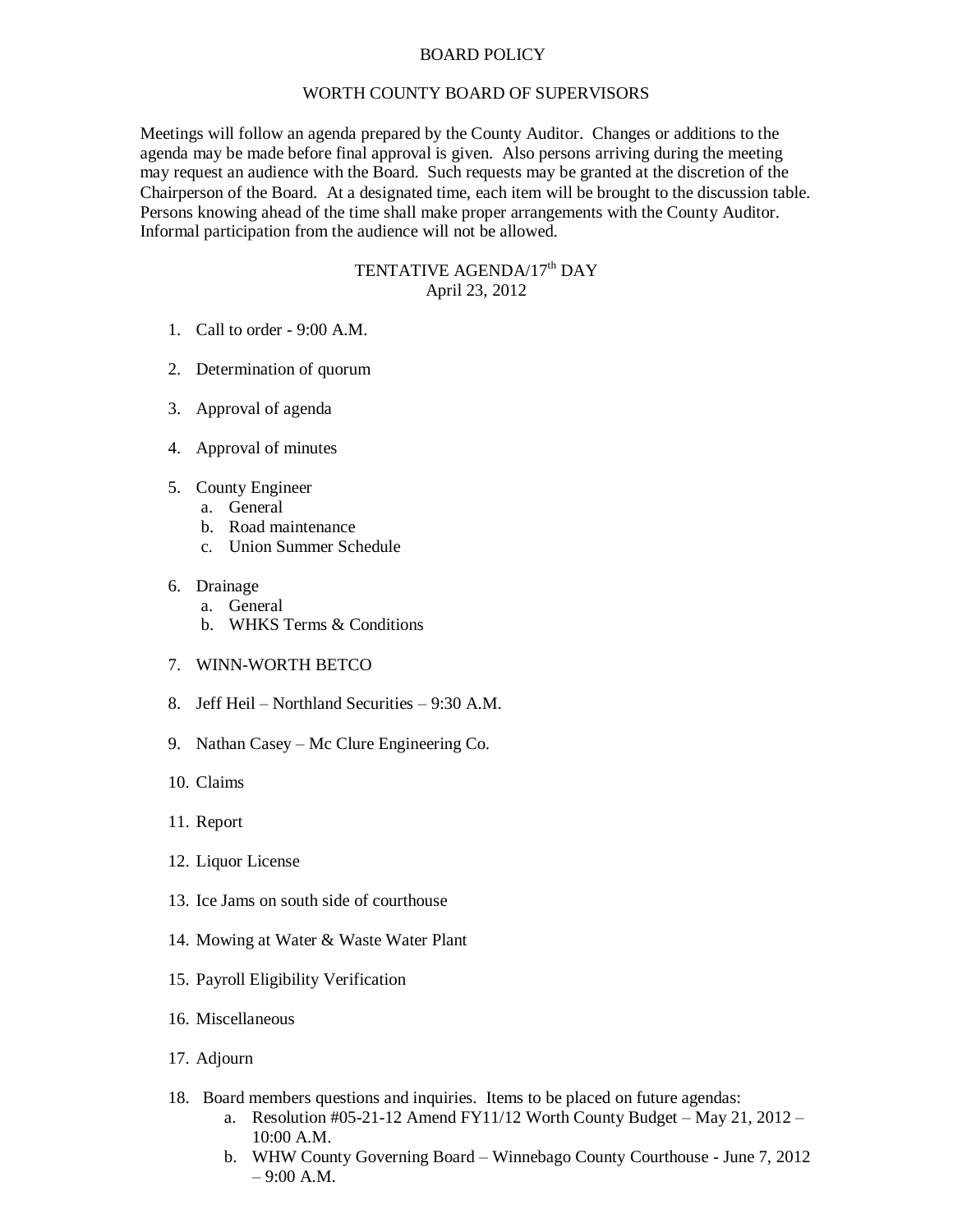# BOARD POLICY

## WORTH COUNTY BOARD OF SUPERVISORS

Meetings will follow an agenda prepared by the County Auditor. Changes or additions to the agenda may be made before final approval is given. Also persons arriving during the meeting may request an audience with the Board. Such requests may be granted at the discretion of the Chairperson of the Board. At a designated time, each item will be brought to the discussion table. Persons knowing ahead of the time shall make proper arrangements with the County Auditor. Informal participation from the audience will not be allowed.

### TENTATIVE AGENDA/17th DAY
April 23, 2012

1. Call to order - 9:00 A.M.
2. Determination of quorum
3. Approval of agenda
4. Approval of minutes
5. County Engineer
   a. General
   b. Road maintenance
   c. Union Summer Schedule
6. Drainage
   a. General
   b. WHKS Terms & Conditions
7. WINN-WORTH BETCO
8. Jeff Heil – Northland Securities – 9:30 A.M.
9. Nathan Casey – Mc Clure Engineering Co.
10. Claims
11. Report
12. Liquor License
13. Ice Jams on south side of courthouse
14. Mowing at Water & Waste Water Plant
15. Payroll Eligibility Verification
16. Miscellaneous
17. Adjourn
18. Board members questions and inquiries. Items to be placed on future agendas:
    a. Resolution #05-21-12 Amend FY11/12 Worth County Budget – May 21, 2012 – 10:00 A.M.
    b. WHW County Governing Board – Winnebago County Courthouse - June 7, 2012 – 9:00 A.M.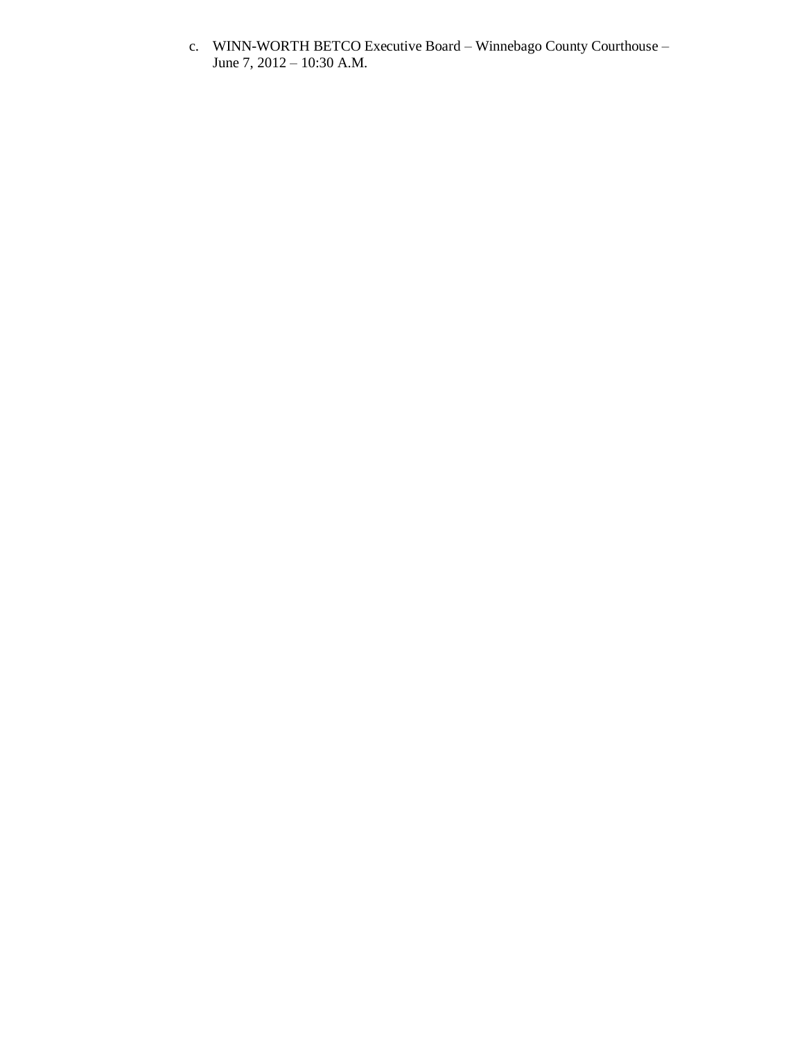c. WINN-WORTH BETCO Executive Board – Winnebago County Courthouse – June 7, 2012 – 10:30 A.M.